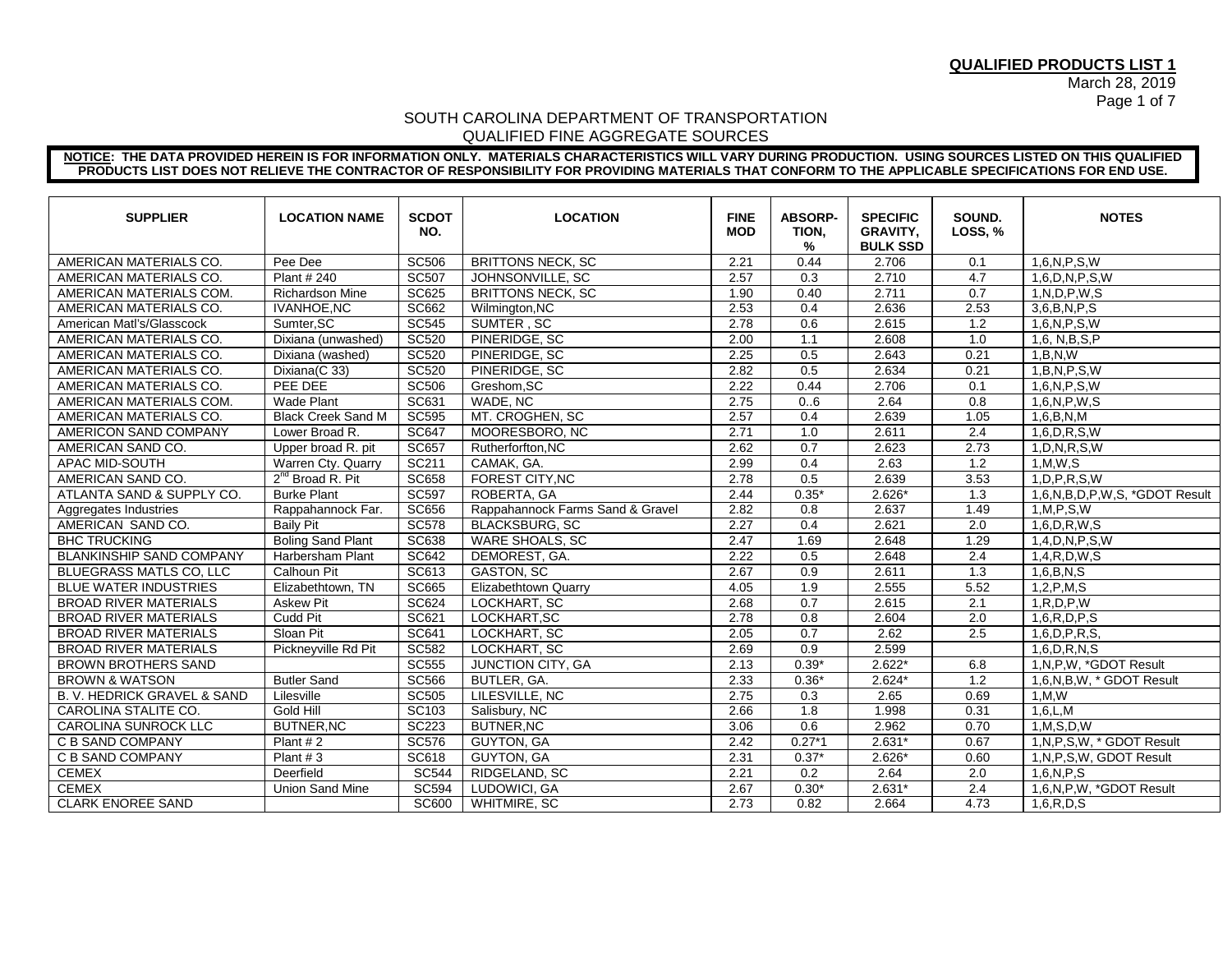**QUALIFIED PRODUCTS LIST 1**

March 28, 2019

SOUTH CAROLINA DEPARTMENT OF TRANSPORTATION
QUALIFIED FINE AGGREGATE SOURCES

**NOTICE: THE DATA PROVIDED HEREIN IS FOR INFORMATION ONLY. MATERIALS CHARACTERISTICS WILL VARY DURING PRODUCTION. USING SOURCES LISTED ON THIS QUALIFIED PRODUCTS LIST DOES NOT RELIEVE THE CONTRACTOR OF RESPONSIBILITY FOR PROVIDING MATERIALS THAT CONFORM TO THE APPLICABLE SPECIFICATIONS FOR END USE.**

| SUPPLIER | LOCATION NAME | SCDOT NO. | LOCATION | FINE MOD | ABSORP-TION, % | SPECIFIC GRAVITY, BULK SSD | SOUND. LOSS, % | NOTES |
|---|---|---|---|---|---|---|---|---|
| AMERICAN MATERIALS CO. | Pee Dee | SC506 | BRITTONS NECK, SC | 2.21 | 0.44 | 2.706 | 0.1 | 1,6,N,P,S,W |
| AMERICAN MATERIALS CO. | Plant # 240 | SC507 | JOHNSONVILLE, SC | 2.57 | 0.3 | 2.710 | 4.7 | 1,6,D,N,P,S,W |
| AMERICAN MATERIALS COM. | Richardson Mine | SC625 | BRITTONS NECK, SC | 1.90 | 0.40 | 2.711 | 0.7 | 1,N,D,P,W,S |
| AMERICAN MATERIALS CO. | IVANHOE,NC | SC662 | Wilmington,NC | 2.53 | 0.4 | 2.636 | 2.53 | 3,6,B,N,P,S |
| American Matl's/Glasscock | Sumter,SC | SC545 | SUMTER , SC | 2.78 | 0.6 | 2.615 | 1.2 | 1,6,N,P,S,W |
| AMERICAN MATERIALS CO. | Dixiana (unwashed) | SC520 | PINERIDGE, SC | 2.00 | 1.1 | 2.608 | 1.0 | 1,6, N,B,S,P |
| AMERICAN MATERIALS CO. | Dixiana (washed) | SC520 | PINERIDGE, SC | 2.25 | 0.5 | 2.643 | 0.21 | 1,B,N,W |
| AMERICAN MATERIALS CO. | Dixiana(C 33) | SC520 | PINERIDGE, SC | 2.82 | 0.5 | 2.634 | 0.21 | 1,B,N,P,S,W |
| AMERICAN MATERIALS CO. | PEE DEE | SC506 | Greshom,SC | 2.22 | 0.44 | 2.706 | 0.1 | 1,6,N,P,S,W |
| AMERICAN MATERIALS COM. | Wade Plant | SC631 | WADE, NC | 2.75 | 0..6 | 2.64 | 0.8 | 1,6,N,P,W,S |
| AMERICAN MATERIALS CO. | Black Creek Sand M | SC595 | MT. CROGHEN, SC | 2.57 | 0.4 | 2.639 | 1.05 | 1,6,B,N,M |
| AMERICON SAND COMPANY | Lower Broad R. | SC647 | MOORESBORO, NC | 2.71 | 1.0 | 2.611 | 2.4 | 1,6,D,R,S,W |
| AMERICAN SAND CO. | Upper broad R. pit | SC657 | Rutherforfton,NC | 2.62 | 0.7 | 2.623 | 2.73 | 1,D,N,R,S,W |
| APAC MID-SOUTH | Warren Cty. Quarry | SC211 | CAMAK, GA. | 2.99 | 0.4 | 2.63 | 1.2 | 1,M,W,S |
| AMERICAN SAND CO. | 2nd Broad R. Pit | SC658 | FOREST CITY,NC | 2.78 | 0.5 | 2.639 | 3.53 | 1,D,P,R,S,W |
| ATLANTA SAND & SUPPLY CO. | Burke Plant | SC597 | ROBERTA, GA | 2.44 | 0.35* | 2.626* | 1.3 | 1,6,N,B,D,P,W,S, *GDOT Result |
| Aggregates Industries | Rappahannock Far. | SC656 | Rappahannock Farms Sand & Gravel | 2.82 | 0.8 | 2.637 | 1.49 | 1,M,P,S,W |
| AMERICAN SAND CO. | Baily Pit | SC578 | BLACKSBURG, SC | 2.27 | 0.4 | 2.621 | 2.0 | 1,6,D,R,W,S |
| BHC TRUCKING | Boling Sand Plant | SC638 | WARE SHOALS, SC | 2.47 | 1.69 | 2.648 | 1.29 | 1,4,D,N,P,S,W |
| BLANKINSHIP SAND COMPANY | Harbersham Plant | SC642 | DEMOREST, GA. | 2.22 | 0.5 | 2.648 | 2.4 | 1,4,R,D,W,S |
| BLUEGRASS MATLS CO, LLC | Calhoun Pit | SC613 | GASTON, SC | 2.67 | 0.9 | 2.611 | 1.3 | 1,6,B,N,S |
| BLUE WATER INDUSTRIES | Elizabethtown, TN | SC665 | Elizabethtown Quarry | 4.05 | 1.9 | 2.555 | 5.52 | 1,2,P,M,S |
| BROAD RIVER MATERIALS | Askew Pit | SC624 | LOCKHART, SC | 2.68 | 0.7 | 2.615 | 2.1 | 1,R,D,P,W |
| BROAD RIVER MATERIALS | Cudd Pit | SC621 | LOCKHART,SC | 2.78 | 0.8 | 2.604 | 2.0 | 1,6,R,D,P,S |
| BROAD RIVER MATERIALS | Sloan Pit | SC641 | LOCKHART, SC | 2.05 | 0.7 | 2.62 | 2.5 | 1,6,D,P,R,S, |
| BROAD RIVER MATERIALS | Pickneyville Rd Pit | SC582 | LOCKHART, SC | 2.69 | 0.9 | 2.599 | | 1,6,D,R,N,S |
| BROWN BROTHERS SAND | | SC555 | JUNCTION CITY, GA | 2.13 | 0.39* | 2.622* | 6.8 | 1,N,P,W, *GDOT Result |
| BROWN & WATSON | Butler Sand | SC566 | BUTLER, GA. | 2.33 | 0.36* | 2.624* | 1.2 | 1,6,N,B,W, * GDOT Result |
| B. V. HEDRICK GRAVEL & SAND | Lilesville | SC505 | LILESVILLE, NC | 2.75 | 0.3 | 2.65 | 0.69 | 1,M,W |
| CAROLINA STALITE CO. | Gold Hill | SC103 | Salisbury, NC | 2.66 | 1.8 | 1.998 | 0.31 | 1,6,L,M |
| CAROLINA SUNROCK LLC | BUTNER,NC | SC223 | BUTNER,NC | 3.06 | 0.6 | 2.962 | 0.70 | 1,M,S,D,W |
| C B SAND COMPANY | Plant # 2 | SC576 | GUYTON, GA | 2.42 | 0.27*1 | 2.631* | 0.67 | 1,N,P,S,W, * GDOT Result |
| C B SAND COMPANY | Plant # 3 | SC618 | GUYTON, GA | 2.31 | 0.37* | 2.626* | 0.60 | 1,N,P,S,W, GDOT Result |
| CEMEX | Deerfield | SC544 | RIDGELAND, SC | 2.21 | 0.2 | 2.64 | 2.0 | 1,6,N,P,S |
| CEMEX | Union Sand Mine | SC594 | LUDOWICI, GA | 2.67 | 0.30* | 2.631* | 2.4 | 1,6,N,P,W, *GDOT Result |
| CLARK ENOREE SAND | | SC600 | WHITMIRE, SC | 2.73 | 0.82 | 2.664 | 4.73 | 1,6,R,D,S |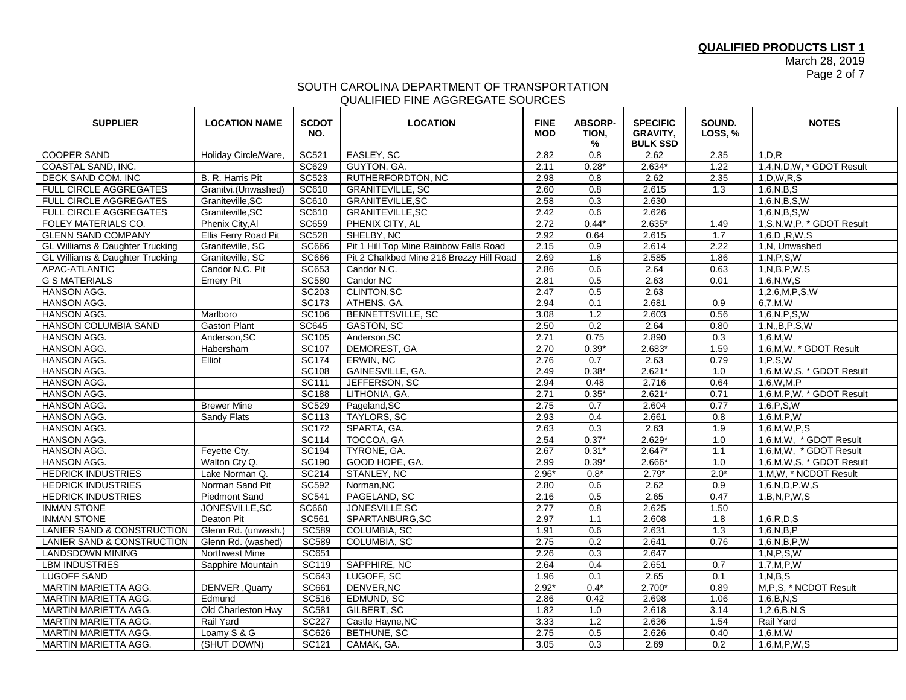**QUALIFIED PRODUCTS LIST 1**
March 28, 2019

SOUTH CAROLINA DEPARTMENT OF TRANSPORTATION
QUALIFIED FINE AGGREGATE SOURCES

| SUPPLIER | LOCATION NAME | SCDOT NO. | LOCATION | FINE MOD | ABSORP-TION, % | SPECIFIC GRAVITY, BULK SSD | SOUND. LOSS, % | NOTES |
|---|---|---|---|---|---|---|---|---|
| COOPER SAND | Holiday Circle/Ware, | SC521 | EASLEY, SC | 2.82 | 0.8 | 2.62 | 2.35 | 1,D,R |
| COASTAL SAND, INC. | | SC629 | GUYTON, GA. | 2.11 | 0.28* | 2.634* | 1.22 | 1,4,N,D,W, * GDOT Result |
| DECK SAND COM. INC | B. R. Harris Pit | SC523 | RUTHERFORDTON, NC | 2.98 | 0.8 | 2.62 | 2.35 | 1,D,W,R,S |
| FULL CIRCLE AGGREGATES | Granitvi.(Unwashed) | SC610 | GRANITEVILLE, SC | 2.60 | 0.8 | 2.615 | 1.3 | 1,6,N,B,S |
| FULL CIRCLE AGGREGATES | Graniteville,SC | SC610 | GRANITEVILLE,SC | 2.58 | 0.3 | 2.630 | | 1,6,N,B,S,W |
| FULL CIRCLE AGGREGATES | Graniteville,SC | SC610 | GRANITEVILLE,SC | 2.42 | 0.6 | 2.626 | | 1,6,N,B,S,W |
| FOLEY MATERIALS CO. | Phenix City,Al | SC659 | PHENIX CITY, AL | 2.72 | 0.44* | 2.635* | 1.49 | 1,S,N,W,P, * GDOT Result |
| GLENN SAND COMPANY | Ellis Ferry Road Pit | SC528 | SHELBY, NC | 2.92 | 0.64 | 2.615 | 1.7 | 1,6,D ,R,W,S |
| GL Williams & Daughter Trucking | Graniteville, SC | SC666 | Pit 1 Hill Top Mine Rainbow Falls Road | 2.15 | 0.9 | 2.614 | 2.22 | 1,N, Unwashed |
| GL Williams & Daughter Trucking | Graniteville, SC | SC666 | Pit 2 Chalkbed Mine 216 Brezzy Hill Road | 2.69 | 1.6 | 2.585 | 1.86 | 1,N,P,S,W |
| APAC-ATLANTIC | Candor N.C. Pit | SC653 | Candor N.C. | 2.86 | 0.6 | 2.64 | 0.63 | 1,N,B,P,W,S |
| G S MATERIALS | Emery Pit | SC580 | Candor NC | 2.81 | 0.5 | 2.63 | 0.01 | 1,6,N,W,S |
| HANSON AGG. | | SC203 | CLINTON,SC | 2.47 | 0.5 | 2.63 | | 1,2,6,M,P,S,W |
| HANSON AGG. | | SC173 | ATHENS, GA. | 2.94 | 0.1 | 2.681 | 0.9 | 6,7,M,W |
| HANSON AGG. | Marlboro | SC106 | BENNETTSVILLE, SC | 3.08 | 1.2 | 2.603 | 0.56 | 1,6,N,P,S,W |
| HANSON COLUMBIA SAND | Gaston Plant | SC645 | GASTON, SC | 2.50 | 0.2 | 2.64 | 0.80 | 1,N,,B,P,S,W |
| HANSON AGG. | Anderson,SC | SC105 | Anderson,SC | 2.71 | 0.75 | 2.890 | 0.3 | 1,6,M,W |
| HANSON AGG. | Habersham | SC107 | DEMOREST, GA | 2.70 | 0.39* | 2.683* | 1.59 | 1,6,M,W, * GDOT Result |
| HANSON AGG. | Elliot | SC174 | ERWIN, NC | 2.76 | 0.7 | 2.63 | 0.79 | 1,P,S,W |
| HANSON AGG. | | SC108 | GAINESVILLE, GA. | 2.49 | 0.38* | 2.621* | 1.0 | 1,6,M,W,S, * GDOT Result |
| HANSON AGG. | | SC111 | JEFFERSON, SC | 2.94 | 0.48 | 2.716 | 0.64 | 1,6,W,M,P |
| HANSON AGG. | | SC188 | LITHONIA, GA. | 2.71 | 0.35* | 2.621* | 0.71 | 1,6,M,P,W, * GDOT Result |
| HANSON AGG. | Brewer Mine | SC529 | Pageland,SC | 2.75 | 0.7 | 2.604 | 0.77 | 1,6,P,S,W |
| HANSON AGG. | Sandy Flats | SC113 | TAYLORS, SC | 2.93 | 0.4 | 2.661 | 0.8 | 1,6,M,P,W |
| HANSON AGG. | | SC172 | SPARTA, GA. | 2.63 | 0.3 | 2.63 | 1.9 | 1,6,M,W,P,S |
| HANSON AGG. | | SC114 | TOCCOA, GA | 2.54 | 0.37* | 2.629* | 1.0 | 1,6,M,W, * GDOT Result |
| HANSON AGG. | Feyette Cty. | SC194 | TYRONE, GA. | 2.67 | 0.31* | 2.647* | 1.1 | 1,6,M,W, * GDOT Result |
| HANSON AGG. | Walton Cty Q. | SC190 | GOOD HOPE, GA. | 2.99 | 0.39* | 2.666* | 1.0 | 1,6,M,W,S, * GDOT Result |
| HEDRICK INDUSTRIES | Lake Norman Q. | SC214 | STANLEY, NC | 2.96* | 0.8* | 2.79* | 2.0* | 1,M,W, * NCDOT Result |
| HEDRICK INDUSTRIES | Norman Sand Pit | SC592 | Norman,NC | 2.80 | 0.6 | 2.62 | 0.9 | 1,6,N,D,P,W,S |
| HEDRICK INDUSTRIES | Piedmont Sand | SC541 | PAGELAND, SC | 2.16 | 0.5 | 2.65 | 0.47 | 1,B,N,P,W,S |
| INMAN STONE | JONESVILLE,SC | SC660 | JONESVILLE,SC | 2.77 | 0.8 | 2.625 | 1.50 | |
| INMAN STONE | Deaton Pit | SC561 | SPARTANBURG,SC | 2.97 | 1.1 | 2.608 | 1.8 | 1,6,R,D,S |
| LANIER SAND & CONSTRUCTION | Glenn Rd. (unwash.) | SC589 | COLUMBIA, SC | 1.91 | 0.6 | 2.631 | 1.3 | 1,6,N,B,P |
| LANIER SAND & CONSTRUCTION | Glenn Rd. (washed) | SC589 | COLUMBIA, SC | 2.75 | 0.2 | 2.641 | 0.76 | 1,6,N,B,P,W |
| LANDSDOWN MINING | Northwest Mine | SC651 | | 2.26 | 0.3 | 2.647 | | 1,N,P,S,W |
| LBM INDUSTRIES | Sapphire Mountain | SC119 | SAPPHIRE, NC | 2.64 | 0.4 | 2.651 | 0.7 | 1,7,M,P,W |
| LUGOFF SAND | | SC643 | LUGOFF, SC | 1.96 | 0.1 | 2.65 | 0.1 | 1,N,B,S |
| MARTIN MARIETTA AGG. | DENVER ,Quarry | SC661 | DENVER,NC | 2.92* | 0.4* | 2.700* | 0.89 | M,P,S, * NCDOT Result |
| MARTIN MARIETTA AGG. | Edmund | SC516 | EDMUND, SC | 2.86 | 0.42 | 2.698 | 1.06 | 1,6,B,N,S |
| MARTIN MARIETTA AGG. | Old Charleston Hwy | SC581 | GILBERT, SC | 1.82 | 1.0 | 2.618 | 3.14 | 1,2,6,B,N,S |
| MARTIN MARIETTA AGG. | Rail Yard | SC227 | Castle Hayne,NC | 3.33 | 1.2 | 2.636 | 1.54 | Rail Yard |
| MARTIN MARIETTA AGG. | Loamy S & G | SC626 | BETHUNE, SC | 2.75 | 0.5 | 2.626 | 0.40 | 1,6,M,W |
| MARTIN MARIETTA AGG. | (SHUT DOWN) | SC121 | CAMAK, GA. | 3.05 | 0.3 | 2.69 | 0.2 | 1,6,M,P,W,S |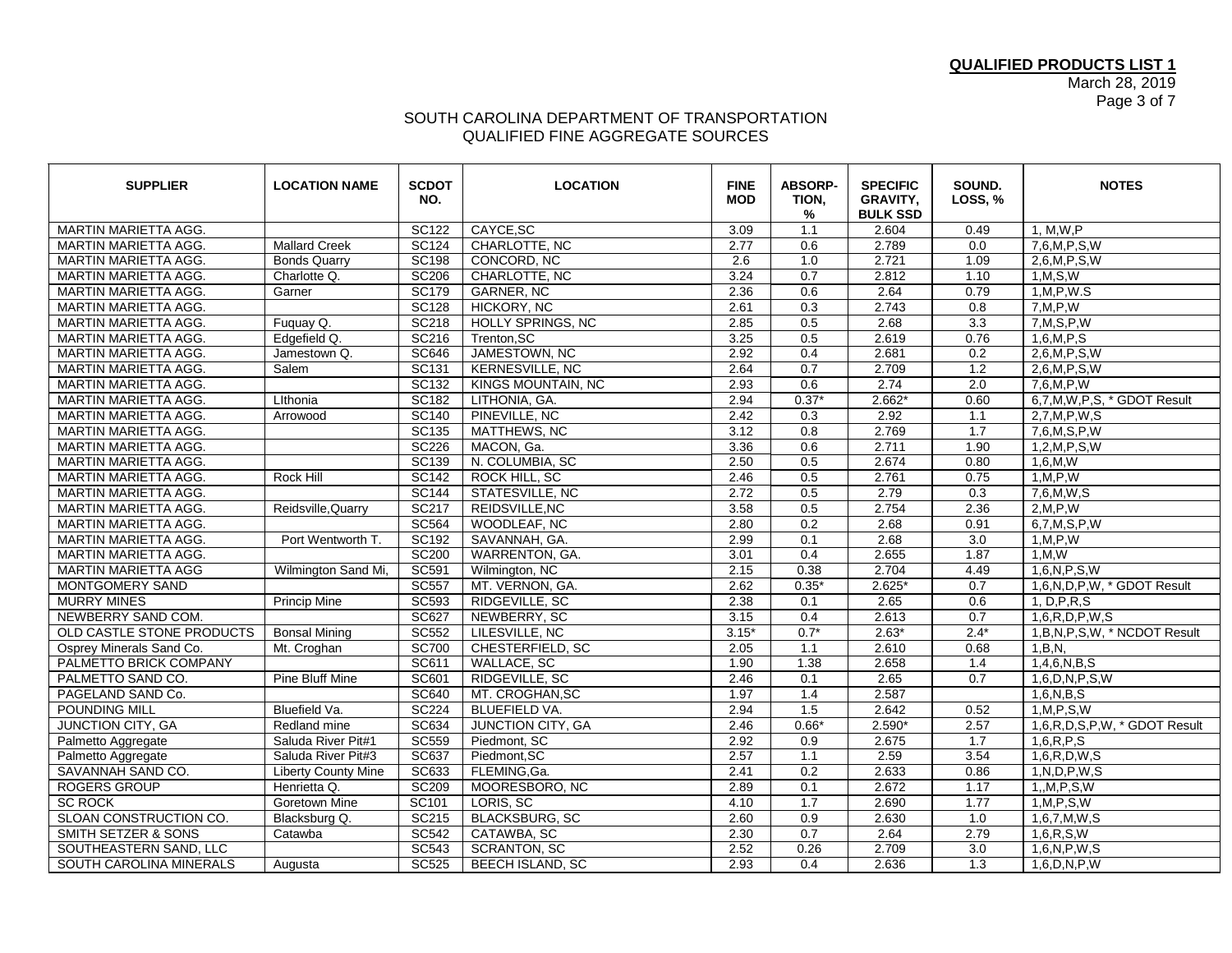**QUALIFIED PRODUCTS LIST 1**
March 28, 2019

SOUTH CAROLINA DEPARTMENT OF TRANSPORTATION
QUALIFIED FINE AGGREGATE SOURCES

| SUPPLIER | LOCATION NAME | SCDOT NO. | LOCATION | FINE MOD | ABSORP-TION, % | SPECIFIC GRAVITY, BULK SSD | SOUND. LOSS, % | NOTES |
|---|---|---|---|---|---|---|---|---|
| MARTIN MARIETTA AGG. | | SC122 | CAYCE,SC | 3.09 | 1.1 | 2.604 | 0.49 | 1, M,W,P |
| MARTIN MARIETTA AGG. | Mallard Creek | SC124 | CHARLOTTE, NC | 2.77 | 0.6 | 2.789 | 0.0 | 7,6,M,P,S,W |
| MARTIN MARIETTA AGG. | Bonds Quarry | SC198 | CONCORD, NC | 2.6 | 1.0 | 2.721 | 1.09 | 2,6,M,P,S,W |
| MARTIN MARIETTA AGG. | Charlotte Q. | SC206 | CHARLOTTE, NC | 3.24 | 0.7 | 2.812 | 1.10 | 1,M,S,W |
| MARTIN MARIETTA AGG. | Garner | SC179 | GARNER, NC | 2.36 | 0.6 | 2.64 | 0.79 | 1,M,P,W.S |
| MARTIN MARIETTA AGG. | | SC128 | HICKORY, NC | 2.61 | 0.3 | 2.743 | 0.8 | 7,M,P,W |
| MARTIN MARIETTA AGG. | Fuquay Q. | SC218 | HOLLY SPRINGS, NC | 2.85 | 0.5 | 2.68 | 3.3 | 7,M,S,P,W |
| MARTIN MARIETTA AGG. | Edgefield Q. | SC216 | Trenton,SC | 3.25 | 0.5 | 2.619 | 0.76 | 1,6,M,P,S |
| MARTIN MARIETTA AGG. | Jamestown Q. | SC646 | JAMESTOWN, NC | 2.92 | 0.4 | 2.681 | 0.2 | 2,6,M,P,S,W |
| MARTIN MARIETTA AGG. | Salem | SC131 | KERNESVILLE, NC | 2.64 | 0.7 | 2.709 | 1.2 | 2,6,M,P,S,W |
| MARTIN MARIETTA AGG. | | SC132 | KINGS MOUNTAIN, NC | 2.93 | 0.6 | 2.74 | 2.0 | 7,6,M,P,W |
| MARTIN MARIETTA AGG. | LIthonia | SC182 | LITHONIA, GA. | 2.94 | 0.37* | 2.662* | 0.60 | 6,7,M,W,P,S, * GDOT Result |
| MARTIN MARIETTA AGG. | Arrowood | SC140 | PINEVILLE, NC | 2.42 | 0.3 | 2.92 | 1.1 | 2,7,M,P,W,S |
| MARTIN MARIETTA AGG. | | SC135 | MATTHEWS, NC | 3.12 | 0.8 | 2.769 | 1.7 | 7,6,M,S,P,W |
| MARTIN MARIETTA AGG. | | SC226 | MACON, Ga. | 3.36 | 0.6 | 2.711 | 1.90 | 1,2,M,P,S,W |
| MARTIN MARIETTA AGG. | | SC139 | N. COLUMBIA, SC | 2.50 | 0.5 | 2.674 | 0.80 | 1,6,M,W |
| MARTIN MARIETTA AGG. | Rock Hill | SC142 | ROCK HILL, SC | 2.46 | 0.5 | 2.761 | 0.75 | 1,M,P,W |
| MARTIN MARIETTA AGG. | | SC144 | STATESVILLE, NC | 2.72 | 0.5 | 2.79 | 0.3 | 7,6,M,W,S |
| MARTIN MARIETTA AGG. | Reidsville,Quarry | SC217 | REIDSVILLE,NC | 3.58 | 0.5 | 2.754 | 2.36 | 2,M,P,W |
| MARTIN MARIETTA AGG. | | SC564 | WOODLEAF, NC | 2.80 | 0.2 | 2.68 | 0.91 | 6,7,M,S,P,W |
| MARTIN MARIETTA AGG. | Port Wentworth T. | SC192 | SAVANNAH, GA. | 2.99 | 0.1 | 2.68 | 3.0 | 1,M,P,W |
| MARTIN MARIETTA AGG. | | SC200 | WARRENTON, GA. | 3.01 | 0.4 | 2.655 | 1.87 | 1,M,W |
| MARTIN MARIETTA AGG | Wilmington Sand Mi, | SC591 | Wilmington, NC | 2.15 | 0.38 | 2.704 | 4.49 | 1,6,N,P,S,W |
| MONTGOMERY SAND | | SC557 | MT. VERNON, GA. | 2.62 | 0.35* | 2.625* | 0.7 | 1,6,N,D,P,W, * GDOT Result |
| MURRY MINES | Princip Mine | SC593 | RIDGEVILLE, SC | 2.38 | 0.1 | 2.65 | 0.6 | 1, D,P,R,S |
| NEWBERRY SAND COM. | | SC627 | NEWBERRY, SC | 3.15 | 0.4 | 2.613 | 0.7 | 1,6,R,D,P,W,S |
| OLD CASTLE STONE PRODUCTS | Bonsal Mining | SC552 | LILESVILLE, NC | 3.15* | 0.7* | 2.63* | 2.4* | 1,B,N,P,S,W, * NCDOT Result |
| Osprey Minerals Sand Co. | Mt. Croghan | SC700 | CHESTERFIELD, SC | 2.05 | 1.1 | 2.610 | 0.68 | 1,B,N, |
| PALMETTO BRICK COMPANY | | SC611 | WALLACE, SC | 1.90 | 1.38 | 2.658 | 1.4 | 1,4,6,N,B,S |
| PALMETTO SAND CO. | Pine Bluff Mine | SC601 | RIDGEVILLE, SC | 2.46 | 0.1 | 2.65 | 0.7 | 1,6,D,N,P,S,W |
| PAGELAND SAND Co. | | SC640 | MT. CROGHAN,SC | 1.97 | 1.4 | 2.587 | | 1,6,N,B,S |
| POUNDING MILL | Bluefield Va. | SC224 | BLUEFIELD VA. | 2.94 | 1.5 | 2.642 | 0.52 | 1,M,P,S,W |
| JUNCTION CITY, GA | Redland mine | SC634 | JUNCTION CITY, GA | 2.46 | 0.66* | 2.590* | 2.57 | 1,6,R,D,S,P,W, * GDOT Result |
| Palmetto Aggregate | Saluda River Pit#1 | SC559 | Piedmont, SC | 2.92 | 0.9 | 2.675 | 1.7 | 1,6,R,P,S |
| Palmetto Aggregate | Saluda River Pit#3 | SC637 | Piedmont,SC | 2.57 | 1.1 | 2.59 | 3.54 | 1,6,R,D,W,S |
| SAVANNAH SAND CO. | Liberty County Mine | SC633 | FLEMING,Ga. | 2.41 | 0.2 | 2.633 | 0.86 | 1,N,D,P,W,S |
| ROGERS GROUP | Henrietta Q. | SC209 | MOORESBORO, NC | 2.89 | 0.1 | 2.672 | 1.17 | 1,,M,P,S,W |
| SC ROCK | Goretown Mine | SC101 | LORIS, SC | 4.10 | 1.7 | 2.690 | 1.77 | 1,M,P,S,W |
| SLOAN CONSTRUCTION CO. | Blacksburg Q. | SC215 | BLACKSBURG, SC | 2.60 | 0.9 | 2.630 | 1.0 | 1,6,7,M,W,S |
| SMITH SETZER & SONS | Catawba | SC542 | CATAWBA, SC | 2.30 | 0.7 | 2.64 | 2.79 | 1,6,R,S,W |
| SOUTHEASTERN SAND, LLC | | SC543 | SCRANTON, SC | 2.52 | 0.26 | 2.709 | 3.0 | 1,6,N,P,W,S |
| SOUTH CAROLINA MINERALS | Augusta | SC525 | BEECH ISLAND, SC | 2.93 | 0.4 | 2.636 | 1.3 | 1,6,D,N,P,W |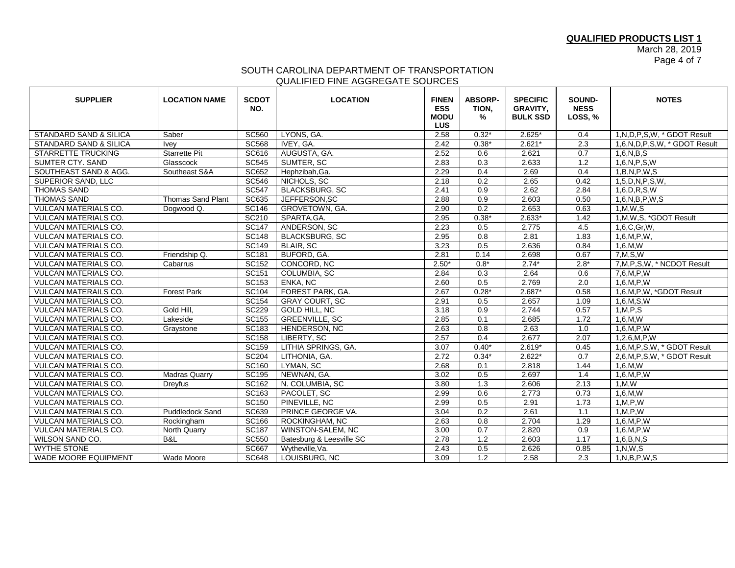**QUALIFIED PRODUCTS LIST 1**

March 28, 2019

SOUTH CAROLINA DEPARTMENT OF TRANSPORTATION
QUALIFIED FINE AGGREGATE SOURCES

| SUPPLIER | LOCATION NAME | SCDOT NO. | LOCATION | FINENESS MODULUS | ABSORP-TION, % | SPECIFIC GRAVITY, BULK SSD | SOUND-NESS LOSS, % | NOTES |
|---|---|---|---|---|---|---|---|---|
| STANDARD SAND & SILICA | Saber | SC560 | LYONS, GA. | 2.58 | 0.32* | 2.625* | 0.4 | 1,N,D,P,S,W, * GDOT Result |
| STANDARD SAND & SILICA | Ivey | SC568 | IVEY, GA. | 2.42 | 0.38* | 2.621* | 2.3 | 1,6,N,D,P,S,W, * GDOT Result |
| STARRETTE TRUCKING | Starrette Pit | SC616 | AUGUSTA, GA. | 2.52 | 0.6 | 2.621 | 0.7 | 1,6,N,B,S |
| SUMTER CTY. SAND | Glasscock | SC545 | SUMTER, SC | 2.83 | 0.3 | 2.633 | 1.2 | 1,6,N,P,S,W |
| SOUTHEAST SAND & AGG. | Southeast S&A | SC652 | Hephzibah,Ga. | 2.29 | 0.4 | 2.69 | 0.4 | 1,B,N,P,W,S |
| SUPERIOR SAND, LLC | | SC546 | NICHOLS, SC | 2.18 | 0.2 | 2.65 | 0.42 | 1,5,D,N,P,S,W, |
| THOMAS SAND | | SC547 | BLACKSBURG, SC | 2.41 | 0.9 | 2.62 | 2.84 | 1,6,D,R,S,W |
| THOMAS SAND | Thomas Sand Plant | SC635 | JEFFERSON,SC | 2.88 | 0.9 | 2.603 | 0.50 | 1,6,N,B,P,W,S |
| VULCAN MATERIALS CO. | Dogwood Q. | SC146 | GROVETOWN, GA. | 2.90 | 0.2 | 2.653 | 0.63 | 1,M,W,S |
| VULCAN MATERIALS CO. | | SC210 | SPARTA,GA. | 2.95 | 0.38* | 2.633* | 1.42 | 1,M,W,S, *GDOT Result |
| VULCAN MATERIALS CO. | | SC147 | ANDERSON, SC | 2.23 | 0.5 | 2.775 | 4.5 | 1,6,C,Gr,W, |
| VULCAN MATERIALS CO. | | SC148 | BLACKSBURG, SC | 2.95 | 0.8 | 2.81 | 1.83 | 1,6,M,P,W, |
| VULCAN MATERIALS CO. | | SC149 | BLAIR, SC | 3.23 | 0.5 | 2.636 | 0.84 | 1,6,M,W |
| VULCAN MATERIALS CO. | Friendship Q. | SC181 | BUFORD, GA. | 2.81 | 0.14 | 2.698 | 0.67 | 7,M,S,W |
| VULCAN MATERIALS CO. | Cabarrus | SC152 | CONCORD, NC | 2.50* | 0.8* | 2.74* | 2.8* | 7,M,P,S,W, * NCDOT Result |
| VULCAN MATERIALS CO. | | SC151 | COLUMBIA, SC | 2.84 | 0.3 | 2.64 | 0.6 | 7,6,M,P,W |
| VULCAN MATERIALS CO. | | SC153 | ENKA, NC | 2.60 | 0.5 | 2.769 | 2.0 | 1,6,M,P,W |
| VULCAN MATERAILS CO. | Forest Park | SC104 | FOREST PARK, GA. | 2.67 | 0.28* | 2.687* | 0.58 | 1,6,M,P,W, *GDOT Result |
| VULCAN MATERIALS CO. | | SC154 | GRAY COURT, SC | 2.91 | 0.5 | 2.657 | 1.09 | 1,6,M,S,W |
| VULCAN MATERIALS CO. | Gold Hill, | SC229 | GOLD HILL, NC | 3.18 | 0.9 | 2.744 | 0.57 | 1,M,P,S |
| VULCAN MATERIALS CO. | Lakeside | SC155 | GREENVILLE, SC | 2.85 | 0.1 | 2.685 | 1.72 | 1,6,M,W |
| VULCAN MATERIALS CO. | Graystone | SC183 | HENDERSON, NC | 2.63 | 0.8 | 2.63 | 1.0 | 1,6,M,P,W |
| VULCAN MATERIALS CO. | | SC158 | LIBERTY, SC | 2.57 | 0.4 | 2.677 | 2.07 | 1,2,6,M,P,W |
| VULCAN MATERIALS CO. | | SC159 | LITHIA SPRINGS, GA. | 3.07 | 0.40* | 2.619* | 0.45 | 1,6,M,P,S,W, * GDOT Result |
| VULCAN MATERIALS CO. | | SC204 | LITHONIA, GA. | 2.72 | 0.34* | 2.622* | 0.7 | 2,6,M,P,S,W, * GDOT Result |
| VULCAN MATERIALS CO. | | SC160 | LYMAN, SC | 2.68 | 0.1 | 2.818 | 1.44 | 1,6,M,W |
| VULCAN MATERIALS CO. | Madras Quarry | SC195 | NEWNAN, GA. | 3.02 | 0.5 | 2.697 | 1.4 | 1,6,M,P,W |
| VULCAN MATERIALS CO. | Dreyfus | SC162 | N. COLUMBIA, SC | 3.80 | 1.3 | 2.606 | 2.13 | 1,M,W |
| VULCAN MATERIALS CO. | | SC163 | PACOLET, SC | 2.99 | 0.6 | 2.773 | 0.73 | 1,6,M,W |
| VULCAN MATERIALS CO. | | SC150 | PINEVILLE, NC | 2.99 | 0.5 | 2.91 | 1.73 | 1,M,P,W |
| VULCAN MATERIALS CO. | Puddledock Sand | SC639 | PRINCE GEORGE VA. | 3.04 | 0.2 | 2.61 | 1.1 | 1,M,P,W |
| VULCAN MATERIALS CO. | Rockingham | SC166 | ROCKINGHAM, NC | 2.63 | 0.8 | 2.704 | 1.29 | 1,6,M,P,W |
| VULCAN MATERIALS CO. | North Quarry | SC187 | WINSTON-SALEM, NC | 3.00 | 0.7 | 2.820 | 0.9 | 1,6,M,P,W |
| WILSON SAND CO. | B&L | SC550 | Batesburg & Leesville SC | 2.78 | 1.2 | 2.603 | 1.17 | 1,6,B,N,S |
| WYTHE STONE | | SC667 | Wytheville,Va. | 2.43 | 0.5 | 2.626 | 0.85 | 1,N,W,S |
| WADE MOORE EQUIPMENT | Wade Moore | SC648 | LOUISBURG, NC | 3.09 | 1.2 | 2.58 | 2.3 | 1,N,B,P,W,S |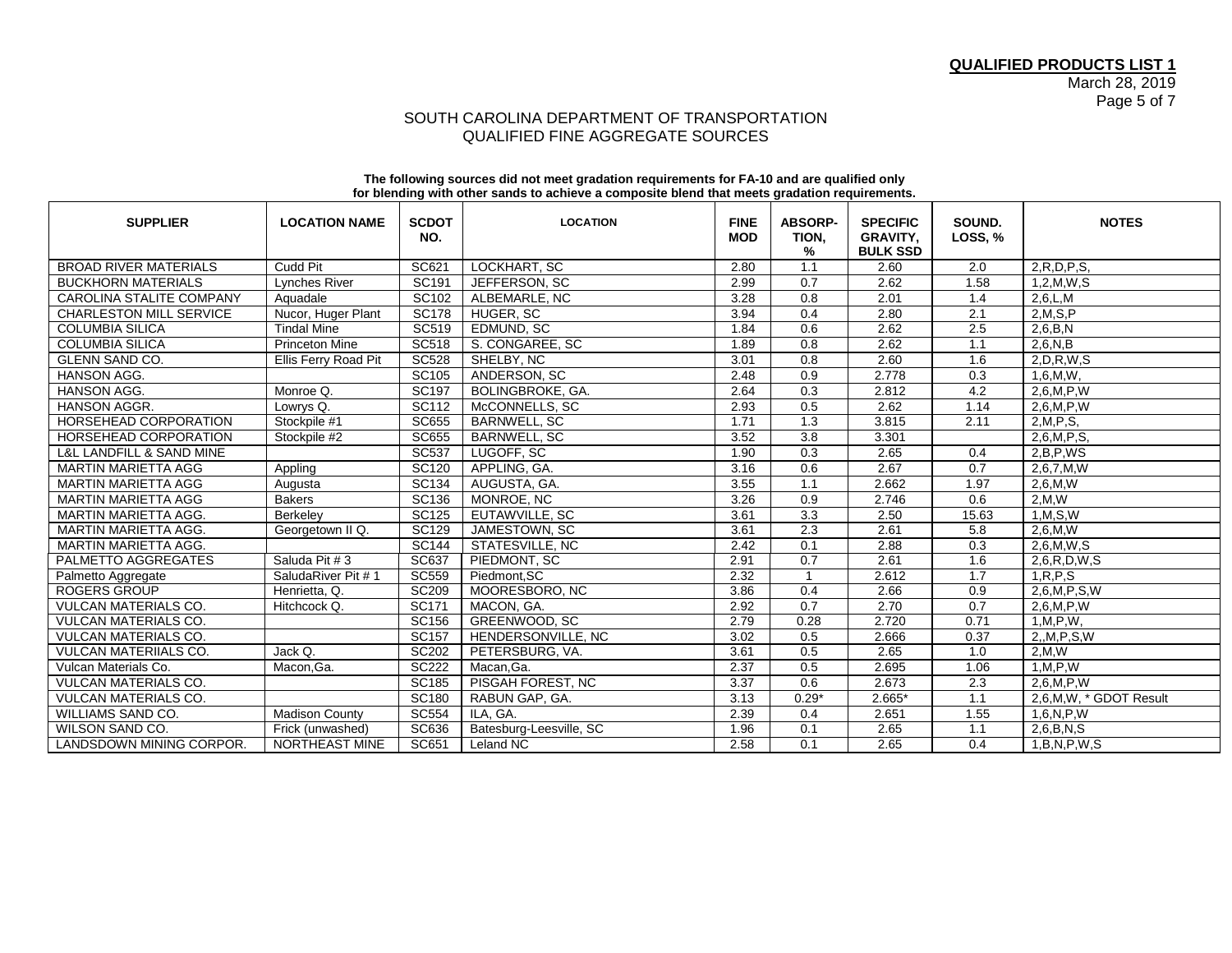**QUALIFIED PRODUCTS LIST 1**
March 28, 2019

SOUTH CAROLINA DEPARTMENT OF TRANSPORTATION
QUALIFIED FINE AGGREGATE SOURCES

**The following sources did not meet gradation requirements for FA-10 and are qualified only for blending with other sands to achieve a composite blend that meets gradation requirements.**

| SUPPLIER | LOCATION NAME | SCDOT NO. | LOCATION | FINE MOD | ABSORP-TION, % | SPECIFIC GRAVITY, BULK SSD | SOUND. LOSS, % | NOTES |
|---|---|---|---|---|---|---|---|---|
| BROAD RIVER MATERIALS | Cudd Pit | SC621 | LOCKHART, SC | 2.80 | 1.1 | 2.60 | 2.0 | 2,R,D,P,S, |
| BUCKHORN MATERIALS | Lynches River | SC191 | JEFFERSON, SC | 2.99 | 0.7 | 2.62 | 1.58 | 1,2,M,W,S |
| CAROLINA STALITE COMPANY | Aquadale | SC102 | ALBEMARLE, NC | 3.28 | 0.8 | 2.01 | 1.4 | 2,6,L,M |
| CHARLESTON MILL SERVICE | Nucor, Huger Plant | SC178 | HUGER, SC | 3.94 | 0.4 | 2.80 | 2.1 | 2,M,S,P |
| COLUMBIA SILICA | Tindal Mine | SC519 | EDMUND, SC | 1.84 | 0.6 | 2.62 | 2.5 | 2,6,B,N |
| COLUMBIA SILICA | Princeton Mine | SC518 | S. CONGAREE, SC | 1.89 | 0.8 | 2.62 | 1.1 | 2,6,N,B |
| GLENN SAND CO. | Ellis Ferry Road Pit | SC528 | SHELBY, NC | 3.01 | 0.8 | 2.60 | 1.6 | 2,D,R,W,S |
| HANSON AGG. | | SC105 | ANDERSON, SC | 2.48 | 0.9 | 2.778 | 0.3 | 1,6,M,W, |
| HANSON AGG. | Monroe Q. | SC197 | BOLINGBROKE, GA. | 2.64 | 0.3 | 2.812 | 4.2 | 2,6,M,P,W |
| HANSON AGGR. | Lowrys Q. | SC112 | McCONNELLS, SC | 2.93 | 0.5 | 2.62 | 1.14 | 2,6,M,P,W |
| HORSEHEAD CORPORATION | Stockpile #1 | SC655 | BARNWELL, SC | 1.71 | 1.3 | 3.815 | 2.11 | 2,M,P,S, |
| HORSEHEAD CORPORATION | Stockpile #2 | SC655 | BARNWELL, SC | 3.52 | 3.8 | 3.301 | | 2,6,M,P,S, |
| L&L LANDFILL & SAND MINE | | SC537 | LUGOFF, SC | 1.90 | 0.3 | 2.65 | 0.4 | 2,B,P,WS |
| MARTIN MARIETTA AGG | Appling | SC120 | APPLING, GA. | 3.16 | 0.6 | 2.67 | 0.7 | 2,6,7,M,W |
| MARTIN MARIETTA AGG | Augusta | SC134 | AUGUSTA, GA. | 3.55 | 1.1 | 2.662 | 1.97 | 2,6,M,W |
| MARTIN MARIETTA AGG | Bakers | SC136 | MONROE, NC | 3.26 | 0.9 | 2.746 | 0.6 | 2,M,W |
| MARTIN MARIETTA AGG. | Berkeley | SC125 | EUTAWVILLE, SC | 3.61 | 3.3 | 2.50 | 15.63 | 1,M,S,W |
| MARTIN MARIETTA AGG. | Georgetown II Q. | SC129 | JAMESTOWN, SC | 3.61 | 2.3 | 2.61 | 5.8 | 2,6,M,W |
| MARTIN MARIETTA AGG. | | SC144 | STATESVILLE, NC | 2.42 | 0.1 | 2.88 | 0.3 | 2,6,M,W,S |
| PALMETTO AGGREGATES | Saluda Pit # 3 | SC637 | PIEDMONT, SC | 2.91 | 0.7 | 2.61 | 1.6 | 2,6,R,D,W,S |
| Palmetto Aggregate | SaludaRiver Pit # 1 | SC559 | Piedmont,SC | 2.32 | 1 | 2.612 | 1.7 | 1,R,P,S |
| ROGERS GROUP | Henrietta, Q. | SC209 | MOORESBORO, NC | 3.86 | 0.4 | 2.66 | 0.9 | 2,6,M,P,S,W |
| VULCAN MATERIALS CO. | Hitchcock Q. | SC171 | MACON, GA. | 2.92 | 0.7 | 2.70 | 0.7 | 2,6,M,P,W |
| VULCAN MATERIALS CO. | | SC156 | GREENWOOD, SC | 2.79 | 0.28 | 2.720 | 0.71 | 1,M,P,W, |
| VULCAN MATERIALS CO. | | SC157 | HENDERSONVILLE, NC | 3.02 | 0.5 | 2.666 | 0.37 | 2,,M,P,S,W |
| VULCAN MATERIIALS CO. | Jack Q. | SC202 | PETERSBURG, VA. | 3.61 | 0.5 | 2.65 | 1.0 | 2,M,W |
| Vulcan Materials Co. | Macon,Ga. | SC222 | Macan,Ga. | 2.37 | 0.5 | 2.695 | 1.06 | 1,M,P,W |
| VULCAN MATERIALS CO. | | SC185 | PISGAH FOREST, NC | 3.37 | 0.6 | 2.673 | 2.3 | 2,6,M,P,W |
| VULCAN MATERIALS CO. | | SC180 | RABUN GAP, GA. | 3.13 | 0.29* | 2.665* | 1.1 | 2,6,M,W, * GDOT Result |
| WILLIAMS SAND CO. | Madison County | SC554 | ILA, GA. | 2.39 | 0.4 | 2.651 | 1.55 | 1,6,N,P,W |
| WILSON SAND CO. | Frick (unwashed) | SC636 | Batesburg-Leesville, SC | 1.96 | 0.1 | 2.65 | 1.1 | 2,6,B,N,S |
| LANDSDOWN MINING CORPOR. | NORTHEAST MINE | SC651 | Leland NC | 2.58 | 0.1 | 2.65 | 0.4 | 1,B,N,P,W,S |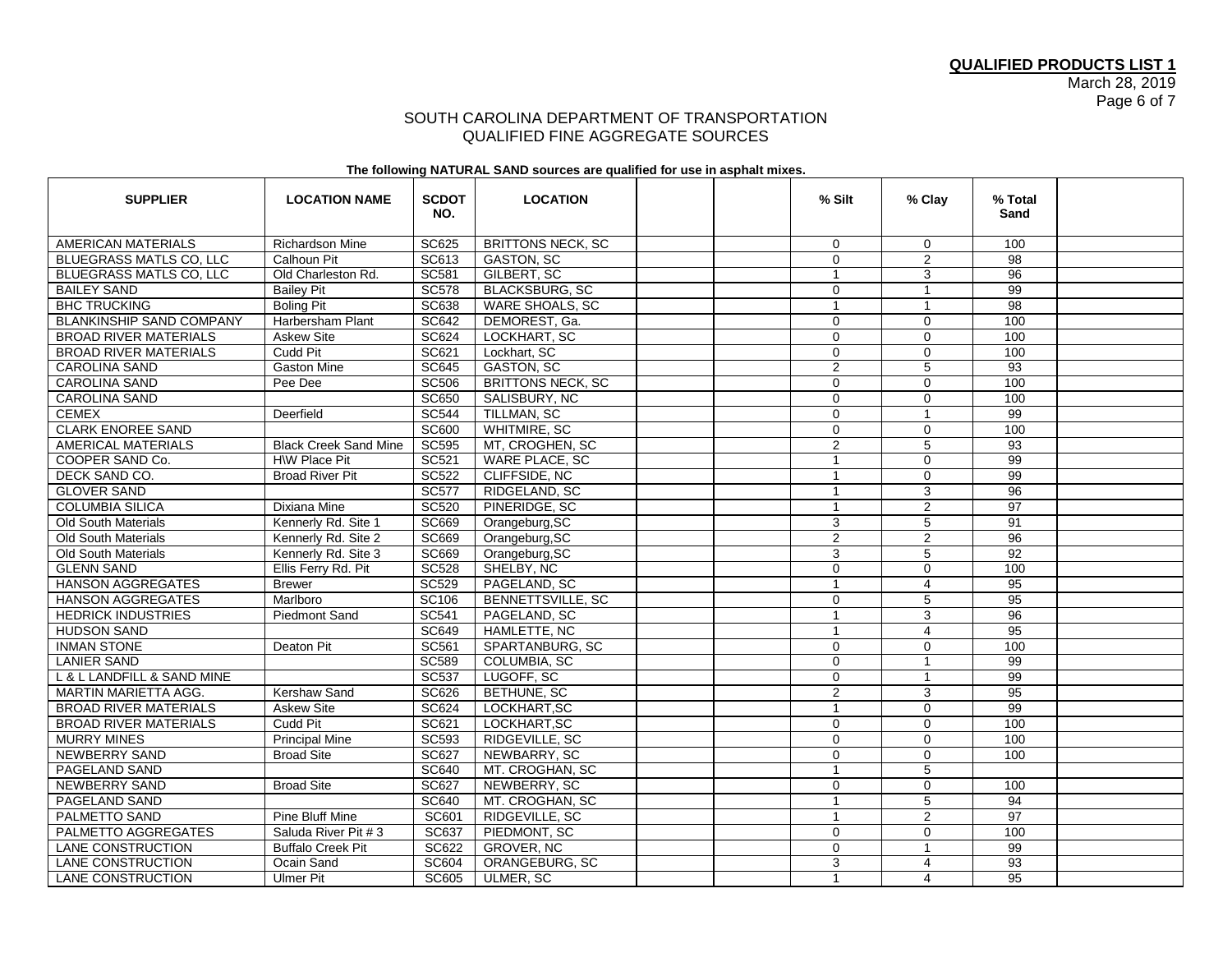**QUALIFIED PRODUCTS LIST 1**
March 28, 2019

SOUTH CAROLINA DEPARTMENT OF TRANSPORTATION
QUALIFIED FINE AGGREGATE SOURCES

**The following NATURAL SAND sources are qualified for use in asphalt mixes.**

| SUPPLIER | LOCATION NAME | SCDOT NO. | LOCATION | | | % Silt | % Clay | % Total Sand | |
|---|---|---|---|---|---|---|---|---|---|
| AMERICAN MATERIALS | Richardson Mine | SC625 | BRITTONS NECK, SC | | | 0 | 0 | 100 | |
| BLUEGRASS MATLS CO, LLC | Calhoun Pit | SC613 | GASTON, SC | | | 0 | 2 | 98 | |
| BLUEGRASS MATLS CO, LLC | Old Charleston Rd. | SC581 | GILBERT, SC | | | 1 | 3 | 96 | |
| BAILEY SAND | Bailey Pit | SC578 | BLACKSBURG, SC | | | 0 | 1 | 99 | |
| BHC TRUCKING | Boling Pit | SC638 | WARE SHOALS, SC | | | 1 | 1 | 98 | |
| BLANKINSHIP SAND COMPANY | Harbersham Plant | SC642 | DEMOREST, Ga. | | | 0 | 0 | 100 | |
| BROAD RIVER MATERIALS | Askew Site | SC624 | LOCKHART, SC | | | 0 | 0 | 100 | |
| BROAD RIVER MATERIALS | Cudd Pit | SC621 | Lockhart, SC | | | 0 | 0 | 100 | |
| CAROLINA SAND | Gaston Mine | SC645 | GASTON, SC | | | 2 | 5 | 93 | |
| CAROLINA SAND | Pee Dee | SC506 | BRITTONS NECK, SC | | | 0 | 0 | 100 | |
| CAROLINA SAND | | SC650 | SALISBURY, NC | | | 0 | 0 | 100 | |
| CEMEX | Deerfield | SC544 | TILLMAN, SC | | | 0 | 1 | 99 | |
| CLARK ENOREE SAND | | SC600 | WHITMIRE, SC | | | 0 | 0 | 100 | |
| AMERICAL MATERIALS | Black Creek Sand Mine | SC595 | MT, CROGHEN, SC | | | 2 | 5 | 93 | |
| COOPER SAND Co. | H\W Place Pit | SC521 | WARE PLACE, SC | | | 1 | 0 | 99 | |
| DECK SAND CO. | Broad River Pit | SC522 | CLIFFSIDE, NC | | | 1 | 0 | 99 | |
| GLOVER SAND | | SC577 | RIDGELAND, SC | | | 1 | 3 | 96 | |
| COLUMBIA SILICA | Dixiana Mine | SC520 | PINERIDGE, SC | | | 1 | 2 | 97 | |
| Old South Materials | Kennerly Rd. Site 1 | SC669 | Orangeburg,SC | | | 3 | 5 | 91 | |
| Old South Materials | Kennerly Rd. Site 2 | SC669 | Orangeburg,SC | | | 2 | 2 | 96 | |
| Old South Materials | Kennerly Rd. Site 3 | SC669 | Orangeburg,SC | | | 3 | 5 | 92 | |
| GLENN SAND | Ellis Ferry Rd. Pit | SC528 | SHELBY, NC | | | 0 | 0 | 100 | |
| HANSON AGGREGATES | Brewer | SC529 | PAGELAND, SC | | | 1 | 4 | 95 | |
| HANSON AGGREGATES | Marlboro | SC106 | BENNETTSVILLE, SC | | | 0 | 5 | 95 | |
| HEDRICK INDUSTRIES | Piedmont Sand | SC541 | PAGELAND, SC | | | 1 | 3 | 96 | |
| HUDSON SAND | | SC649 | HAMLETTE, NC | | | 1 | 4 | 95 | |
| INMAN STONE | Deaton Pit | SC561 | SPARTANBURG, SC | | | 0 | 0 | 100 | |
| LANIER SAND | | SC589 | COLUMBIA, SC | | | 0 | 1 | 99 | |
| L & L LANDFILL & SAND MINE | | SC537 | LUGOFF, SC | | | 0 | 1 | 99 | |
| MARTIN MARIETTA AGG. | Kershaw Sand | SC626 | BETHUNE, SC | | | 2 | 3 | 95 | |
| BROAD RIVER MATERIALS | Askew Site | SC624 | LOCKHART,SC | | | 1 | 0 | 99 | |
| BROAD RIVER MATERIALS | Cudd Pit | SC621 | LOCKHART,SC | | | 0 | 0 | 100 | |
| MURRY MINES | Principal Mine | SC593 | RIDGEVILLE, SC | | | 0 | 0 | 100 | |
| NEWBERRY SAND | Broad Site | SC627 | NEWBARRY, SC | | | 0 | 0 | 100 | |
| PAGELAND SAND | | SC640 | MT. CROGHAN, SC | | | 1 | 5 | | |
| NEWBERRY SAND | Broad Site | SC627 | NEWBERRY, SC | | | 0 | 0 | 100 | |
| PAGELAND SAND | | SC640 | MT. CROGHAN, SC | | | 1 | 5 | 94 | |
| PALMETTO SAND | Pine Bluff Mine | SC601 | RIDGEVILLE, SC | | | 1 | 2 | 97 | |
| PALMETTO AGGREGATES | Saluda River Pit # 3 | SC637 | PIEDMONT, SC | | | 0 | 0 | 100 | |
| LANE CONSTRUCTION | Buffalo Creek Pit | SC622 | GROVER, NC | | | 0 | 1 | 99 | |
| LANE CONSTRUCTION | Ocain Sand | SC604 | ORANGEBURG, SC | | | 3 | 4 | 93 | |
| LANE CONSTRUCTION | Ulmer Pit | SC605 | ULMER, SC | | | 1 | 4 | 95 | |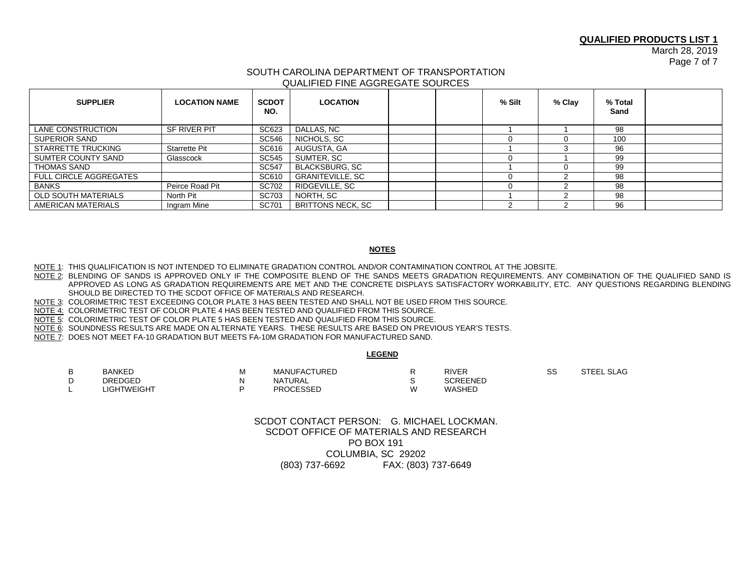**QUALIFIED PRODUCTS LIST 1**
March 28, 2019

SOUTH CAROLINA DEPARTMENT OF TRANSPORTATION
QUALIFIED FINE AGGREGATE SOURCES

| SUPPLIER | LOCATION NAME | SCDOT NO. | LOCATION | | | % Silt | % Clay | % Total Sand | |
|---|---|---|---|---|---|---|---|---|---|
| LANE CONSTRUCTION | SF RIVER PIT | SC623 | DALLAS, NC | | | 1 | 1 | 98 | |
| SUPERIOR SAND | | SC546 | NICHOLS, SC | | | 0 | 0 | 100 | |
| STARRETTE TRUCKING | Starrette Pit | SC616 | AUGUSTA, GA | | | 1 | 3 | 96 | |
| SUMTER COUNTY SAND | Glasscock | SC545 | SUMTER, SC | | | 0 | 1 | 99 | |
| THOMAS SAND | | SC547 | BLACKSBURG, SC | | | 1 | 0 | 99 | |
| FULL CIRCLE AGGREGATES | | SC610 | GRANITEVILLE, SC | | | 0 | 2 | 98 | |
| BANKS | Peirce Road Pit | SC702 | RIDGEVILLE, SC | | | 0 | 2 | 98 | |
| OLD SOUTH MATERIALS | North Pit | SC703 | NORTH, SC | | | 1 | 2 | 98 | |
| AMERICAN MATERIALS | Ingram Mine | SC701 | BRITTONS NECK, SC | | | 2 | 2 | 96 | |

**NOTES**

NOTE 1: THIS QUALIFICATION IS NOT INTENDED TO ELIMINATE GRADATION CONTROL AND/OR CONTAMINATION CONTROL AT THE JOBSITE.

NOTE 2: BLENDING OF SANDS IS APPROVED ONLY IF THE COMPOSITE BLEND OF THE SANDS MEETS GRADATION REQUIREMENTS. ANY COMBINATION OF THE QUALIFIED SAND IS APPROVED AS LONG AS GRADATION REQUIREMENTS ARE MET AND THE CONCRETE DISPLAYS SATISFACTORY WORKABILITY, ETC. ANY QUESTIONS REGARDING BLENDING SHOULD BE DIRECTED TO THE SCDOT OFFICE OF MATERIALS AND RESEARCH.

NOTE 3: COLORIMETRIC TEST EXCEEDING COLOR PLATE 3 HAS BEEN TESTED AND SHALL NOT BE USED FROM THIS SOURCE.

NOTE 4: COLORIMETRIC TEST OF COLOR PLATE 4 HAS BEEN TESTED AND QUALIFIED FROM THIS SOURCE.

NOTE 5: COLORIMETRIC TEST OF COLOR PLATE 5 HAS BEEN TESTED AND QUALIFIED FROM THIS SOURCE.

NOTE 6: SOUNDNESS RESULTS ARE MADE ON ALTERNATE YEARS. THESE RESULTS ARE BASED ON PREVIOUS YEAR'S TESTS.

NOTE 7: DOES NOT MEET FA-10 GRADATION BUT MEETS FA-10M GRADATION FOR MANUFACTURED SAND.

**LEGEND**

| | | | | | | | |
|---|---|---|---|---|---|---|---|
| B | BANKED | M | MANUFACTURED | R | RIVER | SS | STEEL SLAG |
| D | DREDGED | N | NATURAL | S | SCREENED | | |
| L | LIGHTWEIGHT | P | PROCESSED | W | WASHED | | |

SCDOT CONTACT PERSON: G. MICHAEL LOCKMAN.
SCDOT OFFICE OF MATERIALS AND RESEARCH
PO BOX 191
COLUMBIA, SC 29202
(803) 737-6692 FAX: (803) 737-6649